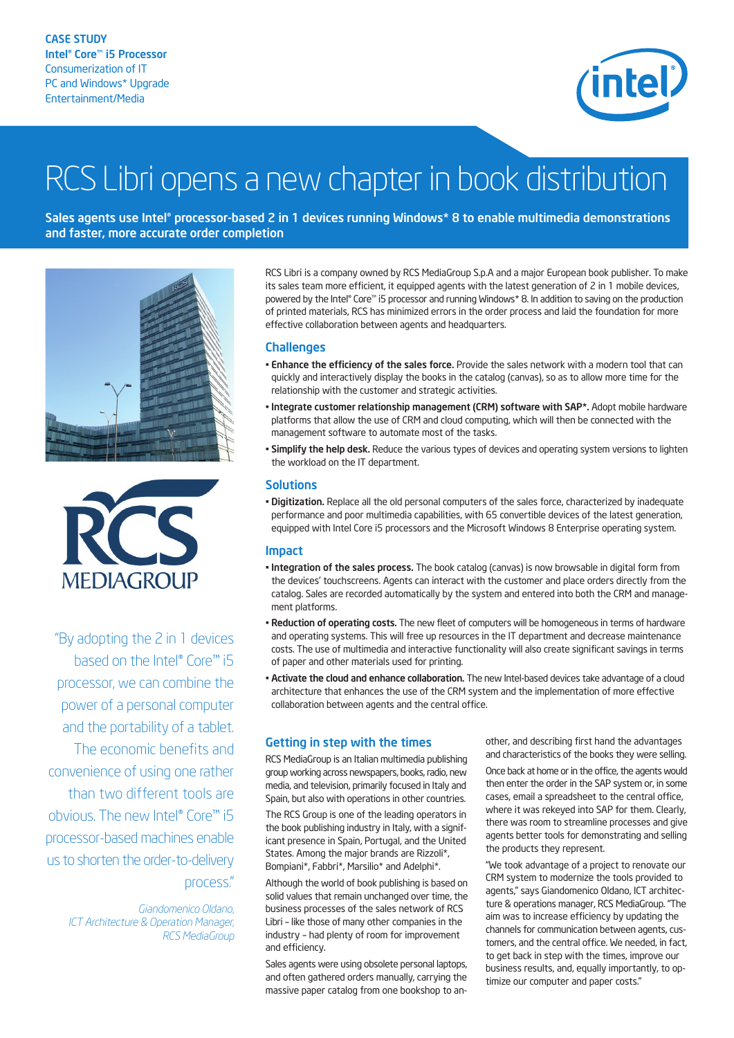CASE STUDY
**Intel® Core™ i5 Processor**
Consumerization of IT
PC and Windows* Upgrade
Entertainment/Media

# RCS Libri opens a new chapter in book distribution

**Sales agents use Intel® processor-based 2 in 1 devices running Windows* 8 to enable multimedia demonstrations and faster, more accurate order completion**

RCS Libri is a company owned by RCS MediaGroup S.p.A and a major European book publisher. To make its sales team more efficient, it equipped agents with the latest generation of 2 in 1 mobile devices, powered by the Intel® Core™ i5 processor and running Windows* 8. In addition to saving on the production of printed materials, RCS has minimized errors in the order process and laid the foundation for more effective collaboration between agents and headquarters.

## Challenges

- **Enhance the efficiency of the sales force.** Provide the sales network with a modern tool that can quickly and interactively display the books in the catalog (canvas), so as to allow more time for the relationship with the customer and strategic activities.
- **Integrate customer relationship management (CRM) software with SAP*.** Adopt mobile hardware platforms that allow the use of CRM and cloud computing, which will then be connected with the management software to automate most of the tasks.
- **Simplify the help desk.** Reduce the various types of devices and operating system versions to lighten the workload on the IT department.

## Solutions

- **Digitization.** Replace all the old personal computers of the sales force, characterized by inadequate performance and poor multimedia capabilities, with 65 convertible devices of the latest generation, equipped with Intel Core i5 processors and the Microsoft Windows 8 Enterprise operating system.

## Impact

- **Integration of the sales process.** The book catalog (canvas) is now browsable in digital form from the devices' touchscreens. Agents can interact with the customer and place orders directly from the catalog. Sales are recorded automatically by the system and entered into both the CRM and management platforms.
- **Reduction of operating costs.** The new fleet of computers will be homogeneous in terms of hardware and operating systems. This will free up resources in the IT department and decrease maintenance costs. The use of multimedia and interactive functionality will also create significant savings in terms of paper and other materials used for printing.
- **Activate the cloud and enhance collaboration.** The new Intel-based devices take advantage of a cloud architecture that enhances the use of the CRM system and the implementation of more effective collaboration between agents and the central office.

"By adopting the 2 in 1 devices based on the Intel® Core™ i5 processor, we can combine the power of a personal computer and the portability of a tablet. The economic benefits and convenience of using one rather than two different tools are obvious. The new Intel® Core™ i5 processor-based machines enable us to shorten the order-to-delivery process."

*Giandomenico Oldano,*
*ICT Architecture & Operation Manager,*
*RCS MediaGroup*

## Getting in step with the times

RCS MediaGroup is an Italian multimedia publishing group working across newspapers, books, radio, new media, and television, primarily focused in Italy and Spain, but also with operations in other countries.

The RCS Group is one of the leading operators in the book publishing industry in Italy, with a significant presence in Spain, Portugal, and the United States. Among the major brands are Rizzoli*, Bompiani*, Fabbri*, Marsilio* and Adelphi*.

Although the world of book publishing is based on solid values that remain unchanged over time, the business processes of the sales network of RCS Libri – like those of many other companies in the industry – had plenty of room for improvement and efficiency.

Sales agents were using obsolete personal laptops, and often gathered orders manually, carrying the massive paper catalog from one bookshop to another, and describing first hand the advantages and characteristics of the books they were selling.

Once back at home or in the office, the agents would then enter the order in the SAP system or, in some cases, email a spreadsheet to the central office, where it was rekeyed into SAP for them. Clearly, there was room to streamline processes and give agents better tools for demonstrating and selling the products they represent.

"We took advantage of a project to renovate our CRM system to modernize the tools provided to agents," says Giandomenico Oldano, ICT architecture & operations manager, RCS MediaGroup. "The aim was to increase efficiency by updating the channels for communication between agents, customers, and the central office. We needed, in fact, to get back in step with the times, improve our business results, and, equally importantly, to optimize our computer and paper costs."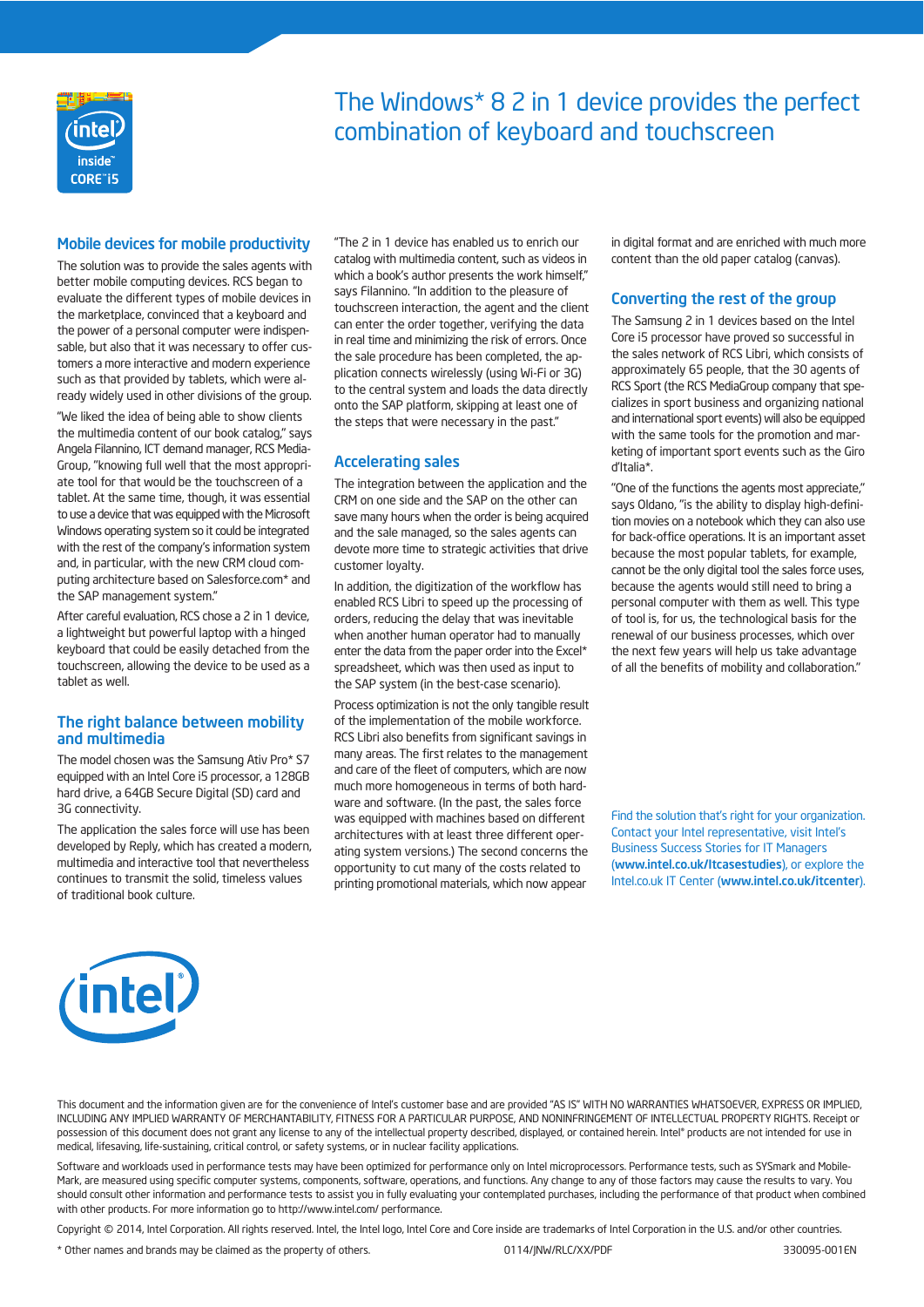# The Windows* 8 2 in 1 device provides the perfect combination of keyboard and touchscreen

## Mobile devices for mobile productivity

The solution was to provide the sales agents with better mobile computing devices. RCS began to evaluate the different types of mobile devices in the marketplace, convinced that a keyboard and the power of a personal computer were indispensable, but also that it was necessary to offer customers a more interactive and modern experience such as that provided by tablets, which were already widely used in other divisions of the group.

"We liked the idea of being able to show clients the multimedia content of our book catalog," says Angela Filannino, ICT demand manager, RCS MediaGroup, "knowing full well that the most appropriate tool for that would be the touchscreen of a tablet. At the same time, though, it was essential to use a device that was equipped with the Microsoft Windows operating system so it could be integrated with the rest of the company's information system and, in particular, with the new CRM cloud computing architecture based on Salesforce.com* and the SAP management system."

After careful evaluation, RCS chose a 2 in 1 device, a lightweight but powerful laptop with a hinged keyboard that could be easily detached from the touchscreen, allowing the device to be used as a tablet as well.

## The right balance between mobility and multimedia

The model chosen was the Samsung Ativ Pro* S7 equipped with an Intel Core i5 processor, a 128GB hard drive, a 64GB Secure Digital (SD) card and 3G connectivity.

The application the sales force will use has been developed by Reply, which has created a modern, multimedia and interactive tool that nevertheless continues to transmit the solid, timeless values of traditional book culture.

"The 2 in 1 device has enabled us to enrich our catalog with multimedia content, such as videos in which a book's author presents the work himself," says Filannino. "In addition to the pleasure of touchscreen interaction, the agent and the client can enter the order together, verifying the data in real time and minimizing the risk of errors. Once the sale procedure has been completed, the application connects wirelessly (using Wi-Fi or 3G) to the central system and loads the data directly onto the SAP platform, skipping at least one of the steps that were necessary in the past."

## Accelerating sales

The integration between the application and the CRM on one side and the SAP on the other can save many hours when the order is being acquired and the sale managed, so the sales agents can devote more time to strategic activities that drive customer loyalty.

In addition, the digitization of the workflow has enabled RCS Libri to speed up the processing of orders, reducing the delay that was inevitable when another human operator had to manually enter the data from the paper order into the Excel* spreadsheet, which was then used as input to the SAP system (in the best-case scenario).

Process optimization is not the only tangible result of the implementation of the mobile workforce. RCS Libri also benefits from significant savings in many areas. The first relates to the management and care of the fleet of computers, which are now much more homogeneous in terms of both hardware and software. (In the past, the sales force was equipped with machines based on different architectures with at least three different operating system versions.) The second concerns the opportunity to cut many of the costs related to printing promotional materials, which now appear in digital format and are enriched with much more content than the old paper catalog (canvas).

## Converting the rest of the group

The Samsung 2 in 1 devices based on the Intel Core i5 processor have proved so successful in the sales network of RCS Libri, which consists of approximately 65 people, that the 30 agents of RCS Sport (the RCS MediaGroup company that specializes in sport business and organizing national and international sport events) will also be equipped with the same tools for the promotion and marketing of important sport events such as the Giro d'Italia*.

"One of the functions the agents most appreciate," says Oldano, "is the ability to display high-definition movies on a notebook which they can also use for back-office operations. It is an important asset because the most popular tablets, for example, cannot be the only digital tool the sales force uses, because the agents would still need to bring a personal computer with them as well. This type of tool is, for us, the technological basis for the renewal of our business processes, which over the next few years will help us take advantage of all the benefits of mobility and collaboration."

Find the solution that's right for your organization. Contact your Intel representative, visit Intel's Business Success Stories for IT Managers (**www.intel.co.uk/Itcasestudies**), or explore the Intel.co.uk IT Center (**www.intel.co.uk/itcenter**).

This document and the information given are for the convenience of Intel's customer base and are provided "AS IS" WITH NO WARRANTIES WHATSOEVER, EXPRESS OR IMPLIED, INCLUDING ANY IMPLIED WARRANTY OF MERCHANTABILITY, FITNESS FOR A PARTICULAR PURPOSE, AND NONINFRINGEMENT OF INTELLECTUAL PROPERTY RIGHTS. Receipt or possession of this document does not grant any license to any of the intellectual property described, displayed, or contained herein. Intel® products are not intended for use in medical, lifesaving, life-sustaining, critical control, or safety systems, or in nuclear facility applications.

Software and workloads used in performance tests may have been optimized for performance only on Intel microprocessors. Performance tests, such as SYSmark and MobileMark, are measured using specific computer systems, components, software, operations, and functions. Any change to any of those factors may cause the results to vary. You should consult other information and performance tests to assist you in fully evaluating your contemplated purchases, including the performance of that product when combined with other products. For more information go to http://www.intel.com/ performance.

Copyright © 2014, Intel Corporation. All rights reserved. Intel, the Intel logo, Intel Core and Core inside are trademarks of Intel Corporation in the U.S. and/or other countries.

* Other names and brands may be claimed as the property of others. 0114/JNW/RLC/XX/PDF 330095-001EN